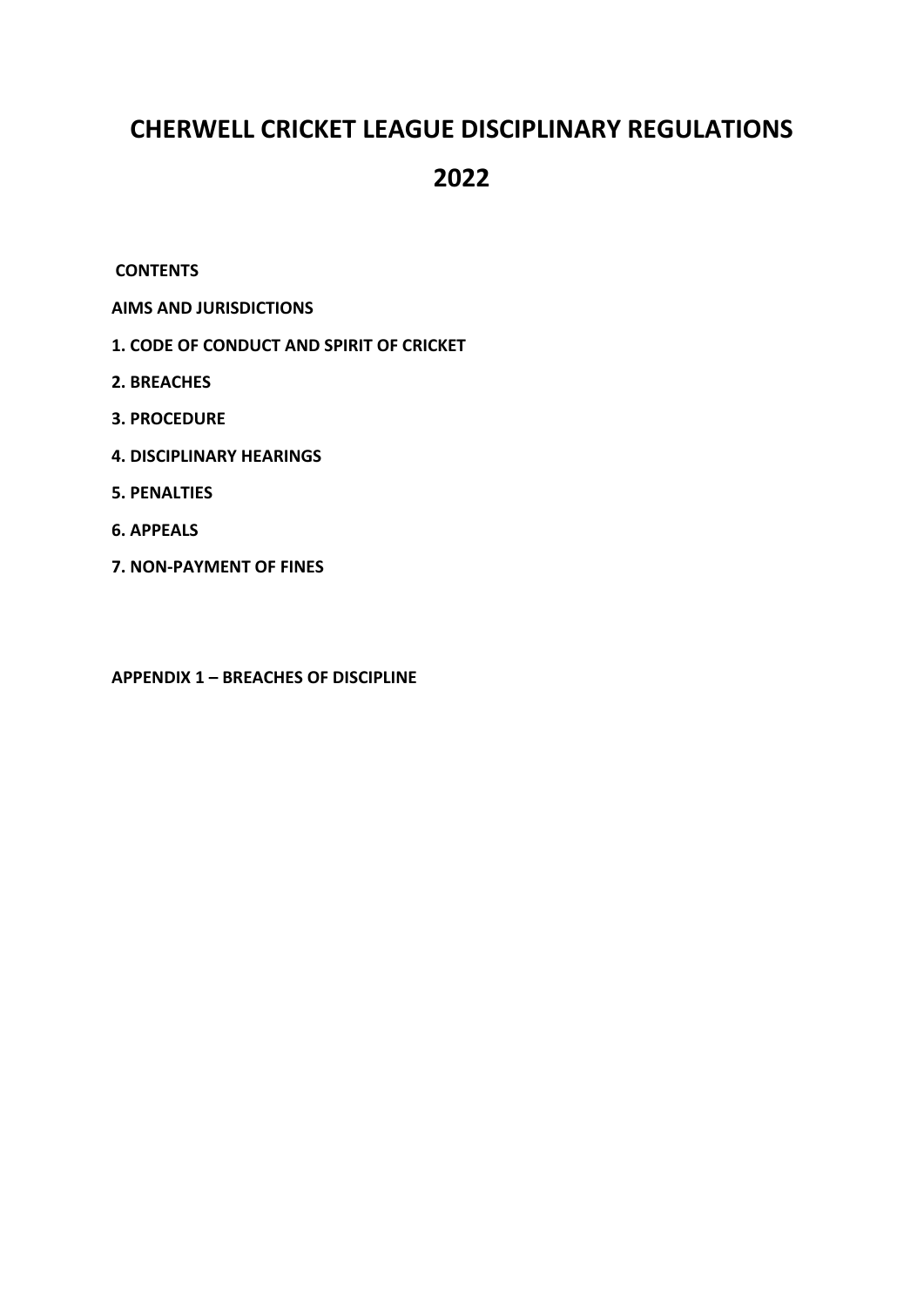# CHERWELL CRICKET LEAGUE DISCIPLINARY REGULATIONS

# 2022

**CONTENTS**

**AIMS AND JURISDICTIONS**

**1. CODE OF CONDUCT AND SPIRIT OF CRICKET**

**2. BREACHES**

**3. PROCEDURE**

**4. DISCIPLINARY HEARINGS**

**5. PENALTIES**

**6. APPEALS**

**7. NON-PAYMENT OF FINES**

**APPENDIX 1 – BREACHES OF DISCIPLINE**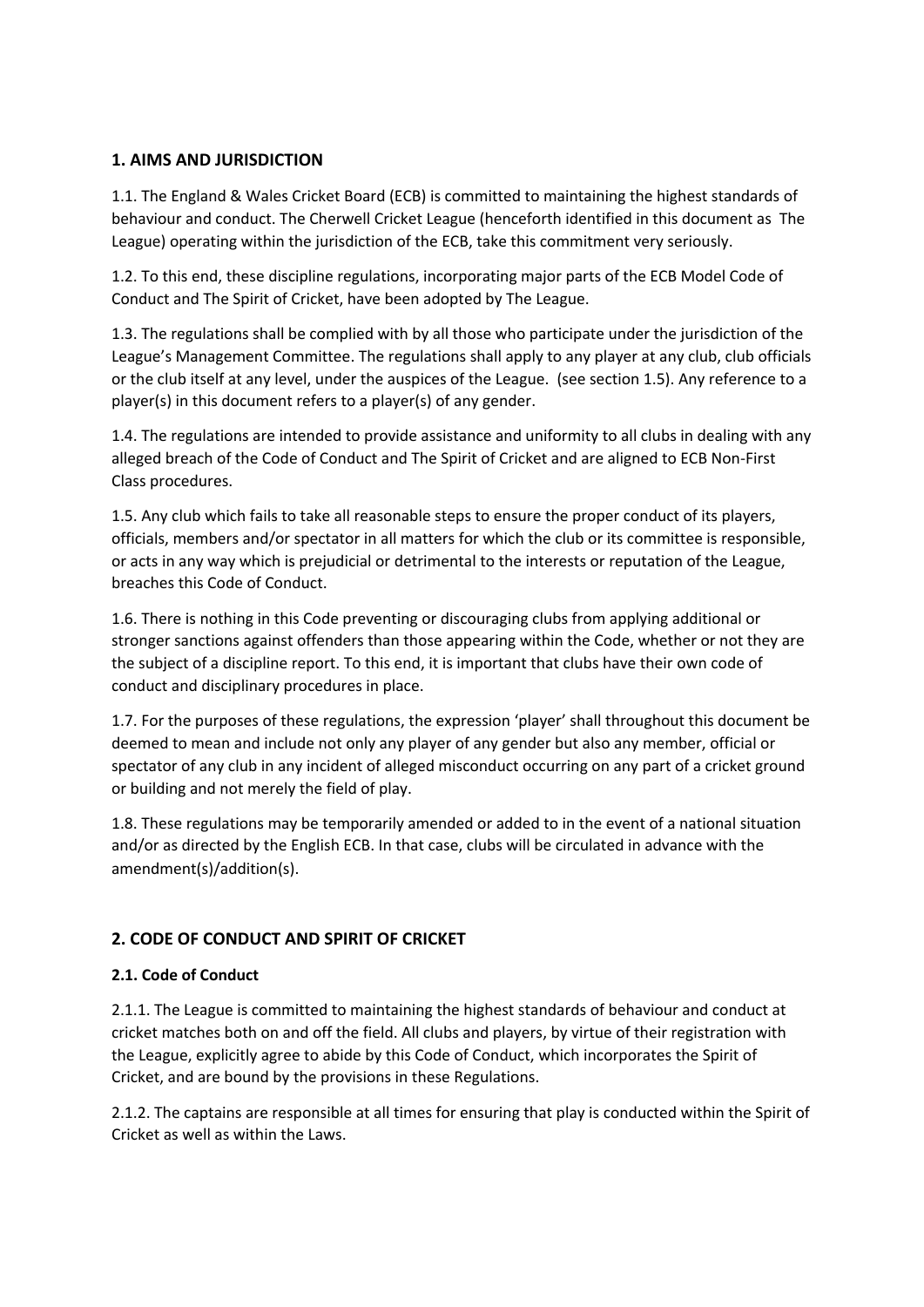## 1. AIMS AND JURISDICTION

1.1. The England & Wales Cricket Board (ECB) is committed to maintaining the highest standards of behaviour and conduct. The Cherwell Cricket League (henceforth identified in this document as The League) operating within the jurisdiction of the ECB, take this commitment very seriously.

1.2. To this end, these discipline regulations, incorporating major parts of the ECB Model Code of Conduct and The Spirit of Cricket, have been adopted by The League.

1.3. The regulations shall be complied with by all those who participate under the jurisdiction of the League's Management Committee. The regulations shall apply to any player at any club, club officials or the club itself at any level, under the auspices of the League. (see section 1.5). Any reference to a player(s) in this document refers to a player(s) of any gender.

1.4. The regulations are intended to provide assistance and uniformity to all clubs in dealing with any alleged breach of the Code of Conduct and The Spirit of Cricket and are aligned to ECB Non-First Class procedures.

1.5. Any club which fails to take all reasonable steps to ensure the proper conduct of its players, officials, members and/or spectator in all matters for which the club or its committee is responsible, or acts in any way which is prejudicial or detrimental to the interests or reputation of the League, breaches this Code of Conduct.

1.6. There is nothing in this Code preventing or discouraging clubs from applying additional or stronger sanctions against offenders than those appearing within the Code, whether or not they are the subject of a discipline report. To this end, it is important that clubs have their own code of conduct and disciplinary procedures in place.

1.7. For the purposes of these regulations, the expression 'player' shall throughout this document be deemed to mean and include not only any player of any gender but also any member, official or spectator of any club in any incident of alleged misconduct occurring on any part of a cricket ground or building and not merely the field of play.

1.8. These regulations may be temporarily amended or added to in the event of a national situation and/or as directed by the English ECB. In that case, clubs will be circulated in advance with the amendment(s)/addition(s).

## 2. CODE OF CONDUCT AND SPIRIT OF CRICKET

### 2.1. Code of Conduct

2.1.1. The League is committed to maintaining the highest standards of behaviour and conduct at cricket matches both on and off the field. All clubs and players, by virtue of their registration with the League, explicitly agree to abide by this Code of Conduct, which incorporates the Spirit of Cricket, and are bound by the provisions in these Regulations.

2.1.2. The captains are responsible at all times for ensuring that play is conducted within the Spirit of Cricket as well as within the Laws.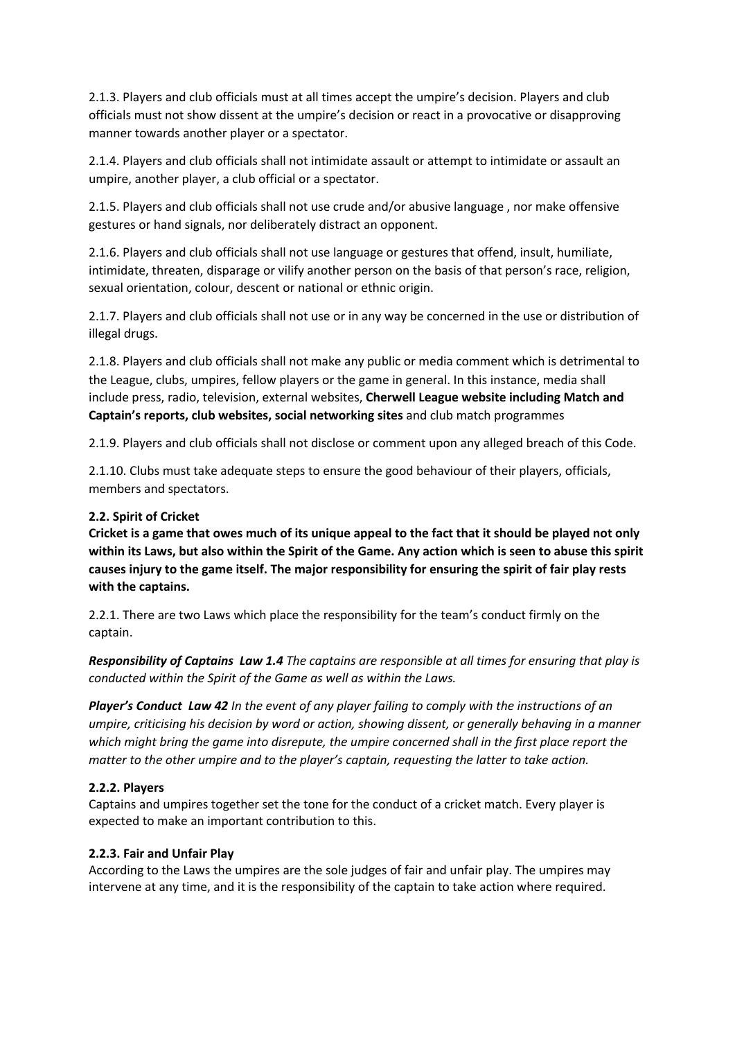2.1.3. Players and club officials must at all times accept the umpire's decision. Players and club officials must not show dissent at the umpire's decision or react in a provocative or disapproving manner towards another player or a spectator.

2.1.4. Players and club officials shall not intimidate assault or attempt to intimidate or assault an umpire, another player, a club official or a spectator.

2.1.5. Players and club officials shall not use crude and/or abusive language , nor make offensive gestures or hand signals, nor deliberately distract an opponent.

2.1.6. Players and club officials shall not use language or gestures that offend, insult, humiliate, intimidate, threaten, disparage or vilify another person on the basis of that person's race, religion, sexual orientation, colour, descent or national or ethnic origin.

2.1.7. Players and club officials shall not use or in any way be concerned in the use or distribution of illegal drugs.

2.1.8. Players and club officials shall not make any public or media comment which is detrimental to the League, clubs, umpires, fellow players or the game in general. In this instance, media shall include press, radio, television, external websites, **Cherwell League website including Match and Captain's reports, club websites, social networking sites** and club match programmes

2.1.9. Players and club officials shall not disclose or comment upon any alleged breach of this Code.

2.1.10. Clubs must take adequate steps to ensure the good behaviour of their players, officials, members and spectators.

**2.2. Spirit of Cricket**

**Cricket is a game that owes much of its unique appeal to the fact that it should be played not only within its Laws, but also within the Spirit of the Game. Any action which is seen to abuse this spirit causes injury to the game itself. The major responsibility for ensuring the spirit of fair play rests with the captains.**

2.2.1. There are two Laws which place the responsibility for the team's conduct firmly on the captain.

***Responsibility of Captains Law 1.4*** *The captains are responsible at all times for ensuring that play is conducted within the Spirit of the Game as well as within the Laws.*

***Player's Conduct Law 42*** *In the event of any player failing to comply with the instructions of an umpire, criticising his decision by word or action, showing dissent, or generally behaving in a manner which might bring the game into disrepute, the umpire concerned shall in the first place report the matter to the other umpire and to the player's captain, requesting the latter to take action.*

**2.2.2. Players**

Captains and umpires together set the tone for the conduct of a cricket match. Every player is expected to make an important contribution to this.

**2.2.3. Fair and Unfair Play**

According to the Laws the umpires are the sole judges of fair and unfair play. The umpires may intervene at any time, and it is the responsibility of the captain to take action where required.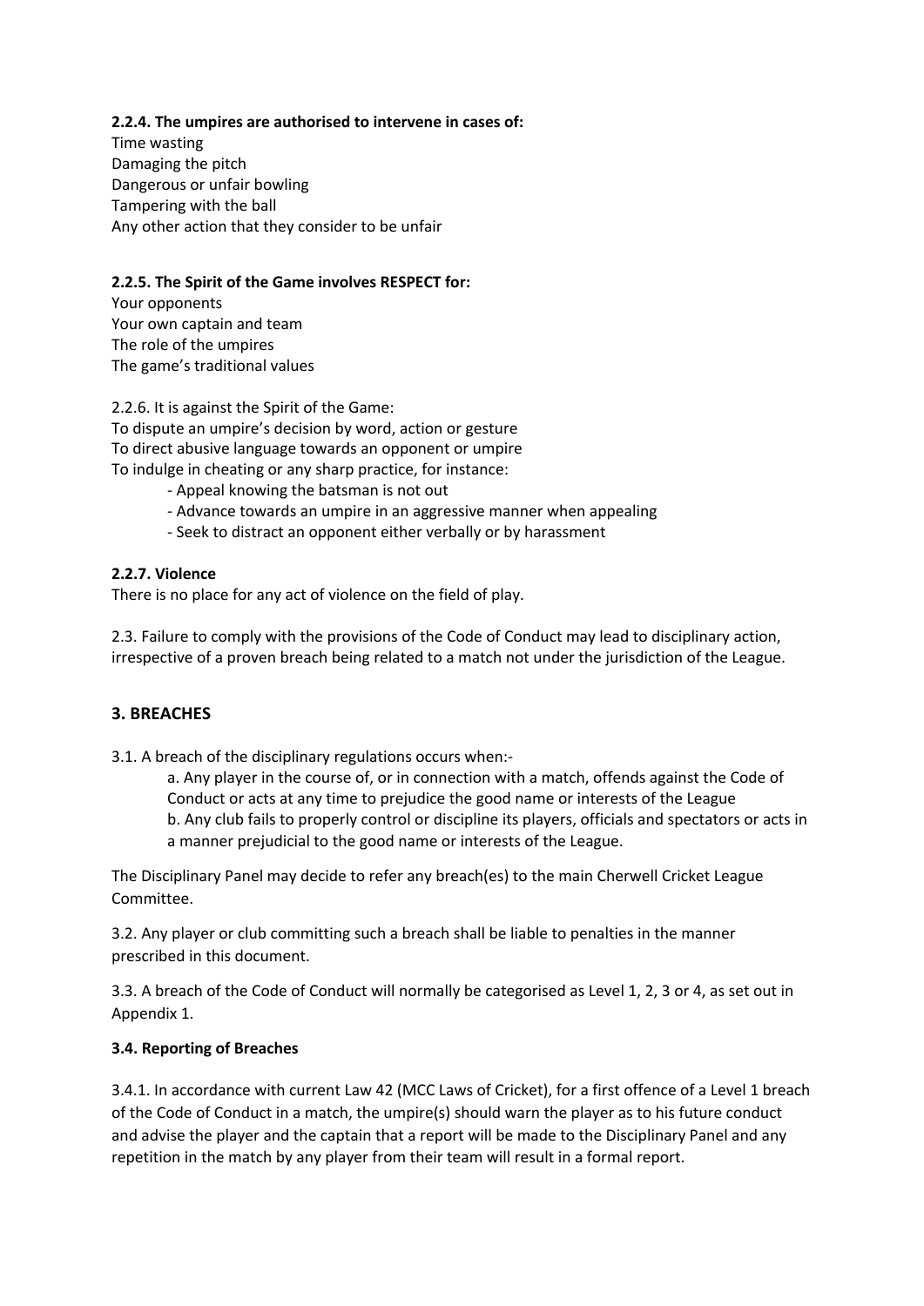**2.2.4. The umpires are authorised to intervene in cases of:**
Time wasting
Damaging the pitch
Dangerous or unfair bowling
Tampering with the ball
Any other action that they consider to be unfair

**2.2.5. The Spirit of the Game involves RESPECT for:**
Your opponents
Your own captain and team
The role of the umpires
The game's traditional values

2.2.6. It is against the Spirit of the Game:
To dispute an umpire's decision by word, action or gesture
To direct abusive language towards an opponent or umpire
To indulge in cheating or any sharp practice, for instance:

- Appeal knowing the batsman is not out
- Advance towards an umpire in an aggressive manner when appealing
- Seek to distract an opponent either verbally or by harassment

**2.2.7. Violence**
There is no place for any act of violence on the field of play.

2.3. Failure to comply with the provisions of the Code of Conduct may lead to disciplinary action, irrespective of a proven breach being related to a match not under the jurisdiction of the League.

## 3. BREACHES

3.1. A breach of the disciplinary regulations occurs when:-

a. Any player in the course of, or in connection with a match, offends against the Code of Conduct or acts at any time to prejudice the good name or interests of the League
b. Any club fails to properly control or discipline its players, officials and spectators or acts in a manner prejudicial to the good name or interests of the League.

The Disciplinary Panel may decide to refer any breach(es) to the main Cherwell Cricket League Committee.

3.2. Any player or club committing such a breach shall be liable to penalties in the manner prescribed in this document.

3.3. A breach of the Code of Conduct will normally be categorised as Level 1, 2, 3 or 4, as set out in Appendix 1.

**3.4. Reporting of Breaches**

3.4.1. In accordance with current Law 42 (MCC Laws of Cricket), for a first offence of a Level 1 breach of the Code of Conduct in a match, the umpire(s) should warn the player as to his future conduct and advise the player and the captain that a report will be made to the Disciplinary Panel and any repetition in the match by any player from their team will result in a formal report.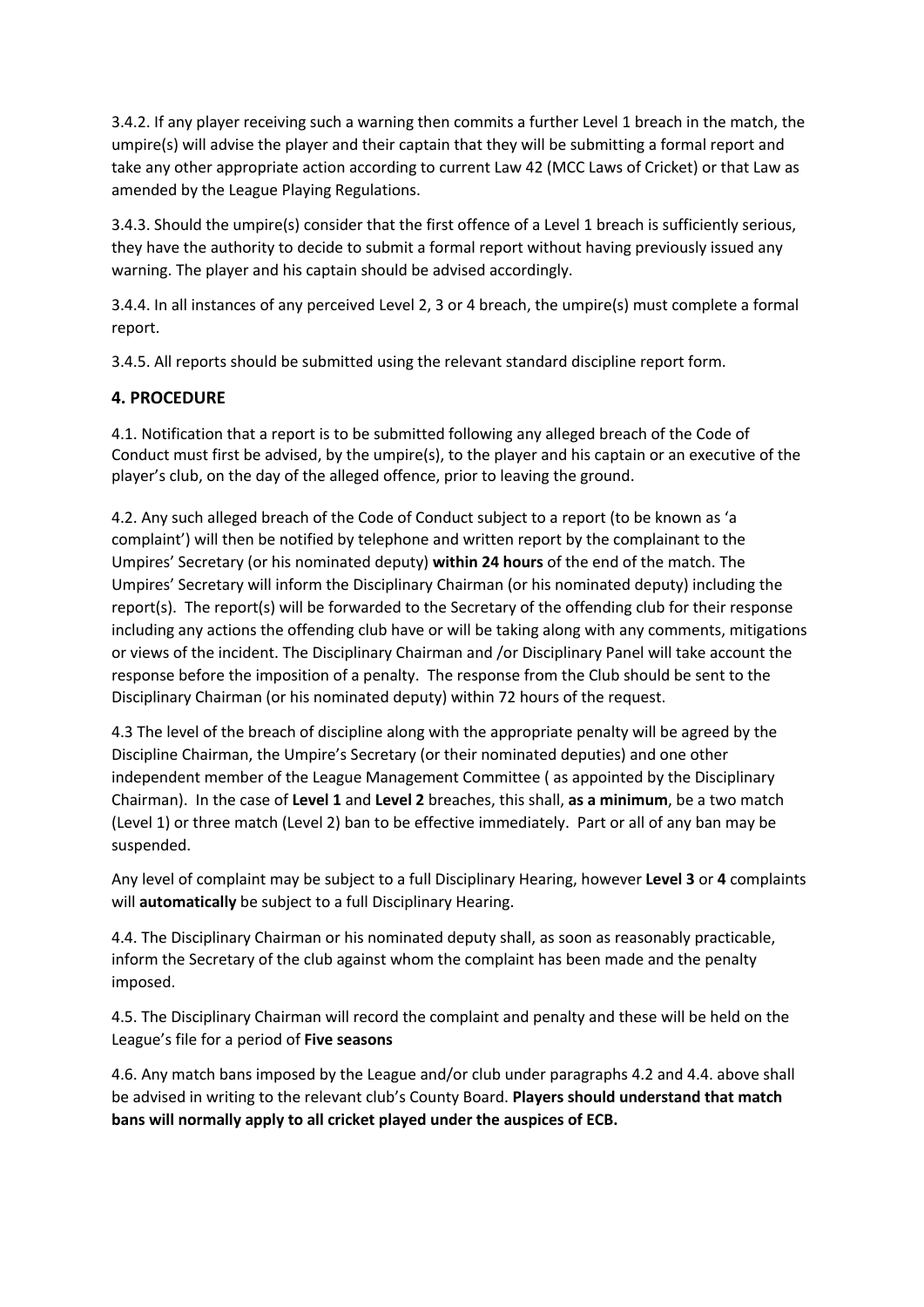3.4.2. If any player receiving such a warning then commits a further Level 1 breach in the match, the umpire(s) will advise the player and their captain that they will be submitting a formal report and take any other appropriate action according to current Law 42 (MCC Laws of Cricket) or that Law as amended by the League Playing Regulations.

3.4.3. Should the umpire(s) consider that the first offence of a Level 1 breach is sufficiently serious, they have the authority to decide to submit a formal report without having previously issued any warning. The player and his captain should be advised accordingly.

3.4.4. In all instances of any perceived Level 2, 3 or 4 breach, the umpire(s) must complete a formal report.

3.4.5. All reports should be submitted using the relevant standard discipline report form.

## 4. PROCEDURE

4.1. Notification that a report is to be submitted following any alleged breach of the Code of Conduct must first be advised, by the umpire(s), to the player and his captain or an executive of the player's club, on the day of the alleged offence, prior to leaving the ground.

4.2. Any such alleged breach of the Code of Conduct subject to a report (to be known as 'a complaint') will then be notified by telephone and written report by the complainant to the Umpires' Secretary (or his nominated deputy) **within 24 hours** of the end of the match. The Umpires' Secretary will inform the Disciplinary Chairman (or his nominated deputy) including the report(s). The report(s) will be forwarded to the Secretary of the offending club for their response including any actions the offending club have or will be taking along with any comments, mitigations or views of the incident. The Disciplinary Chairman and /or Disciplinary Panel will take account the response before the imposition of a penalty. The response from the Club should be sent to the Disciplinary Chairman (or his nominated deputy) within 72 hours of the request.

4.3 The level of the breach of discipline along with the appropriate penalty will be agreed by the Discipline Chairman, the Umpire's Secretary (or their nominated deputies) and one other independent member of the League Management Committee ( as appointed by the Disciplinary Chairman). In the case of **Level 1** and **Level 2** breaches, this shall, **as a minimum**, be a two match (Level 1) or three match (Level 2) ban to be effective immediately. Part or all of any ban may be suspended.

Any level of complaint may be subject to a full Disciplinary Hearing, however **Level 3** or **4** complaints will **automatically** be subject to a full Disciplinary Hearing.

4.4. The Disciplinary Chairman or his nominated deputy shall, as soon as reasonably practicable, inform the Secretary of the club against whom the complaint has been made and the penalty imposed.

4.5. The Disciplinary Chairman will record the complaint and penalty and these will be held on the League's file for a period of **Five seasons**

4.6. Any match bans imposed by the League and/or club under paragraphs 4.2 and 4.4. above shall be advised in writing to the relevant club's County Board. **Players should understand that match bans will normally apply to all cricket played under the auspices of ECB.**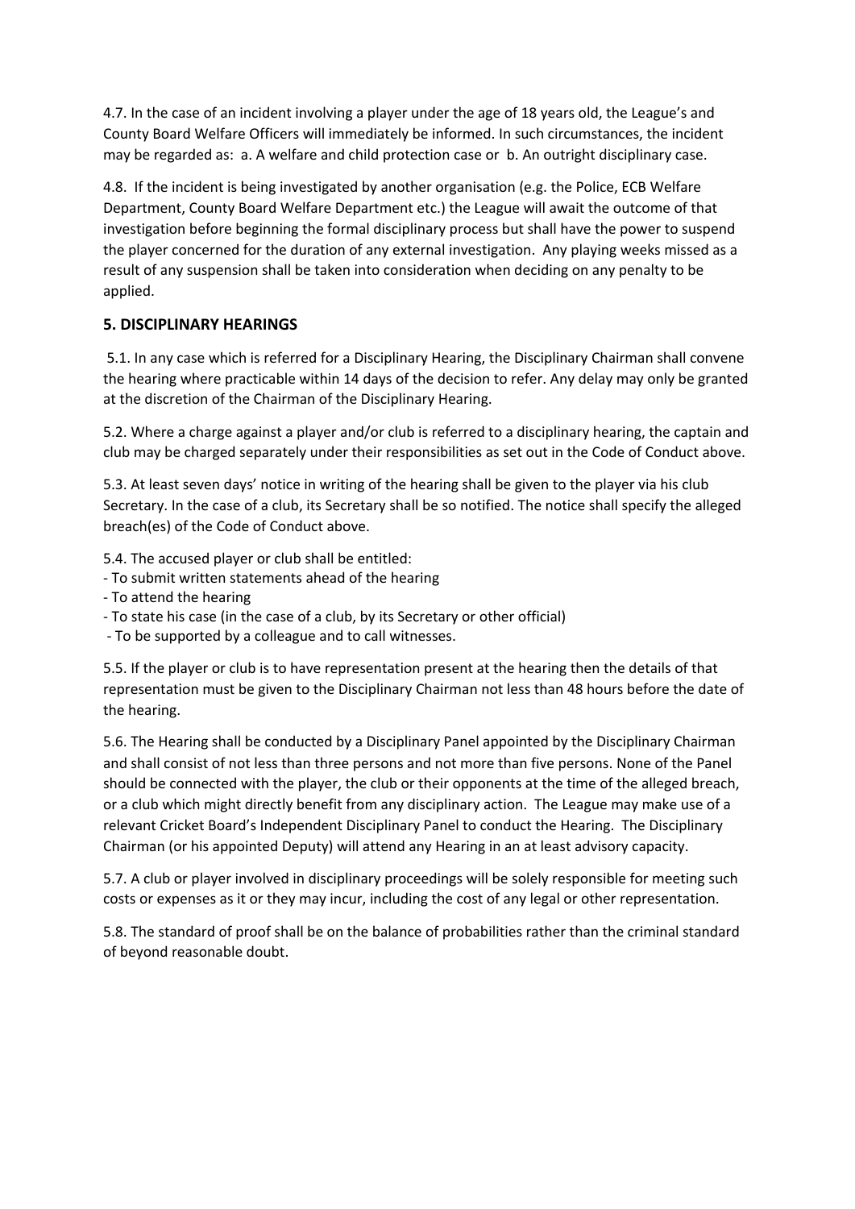4.7. In the case of an incident involving a player under the age of 18 years old, the League's and County Board Welfare Officers will immediately be informed. In such circumstances, the incident may be regarded as: a. A welfare and child protection case or b. An outright disciplinary case.

4.8. If the incident is being investigated by another organisation (e.g. the Police, ECB Welfare Department, County Board Welfare Department etc.) the League will await the outcome of that investigation before beginning the formal disciplinary process but shall have the power to suspend the player concerned for the duration of any external investigation. Any playing weeks missed as a result of any suspension shall be taken into consideration when deciding on any penalty to be applied.

## 5. DISCIPLINARY HEARINGS

5.1. In any case which is referred for a Disciplinary Hearing, the Disciplinary Chairman shall convene the hearing where practicable within 14 days of the decision to refer. Any delay may only be granted at the discretion of the Chairman of the Disciplinary Hearing.

5.2. Where a charge against a player and/or club is referred to a disciplinary hearing, the captain and club may be charged separately under their responsibilities as set out in the Code of Conduct above.

5.3. At least seven days' notice in writing of the hearing shall be given to the player via his club Secretary. In the case of a club, its Secretary shall be so notified. The notice shall specify the alleged breach(es) of the Code of Conduct above.

5.4. The accused player or club shall be entitled:
- To submit written statements ahead of the hearing
- To attend the hearing
- To state his case (in the case of a club, by its Secretary or other official)
- To be supported by a colleague and to call witnesses.

5.5. If the player or club is to have representation present at the hearing then the details of that representation must be given to the Disciplinary Chairman not less than 48 hours before the date of the hearing.

5.6. The Hearing shall be conducted by a Disciplinary Panel appointed by the Disciplinary Chairman and shall consist of not less than three persons and not more than five persons. None of the Panel should be connected with the player, the club or their opponents at the time of the alleged breach, or a club which might directly benefit from any disciplinary action. The League may make use of a relevant Cricket Board's Independent Disciplinary Panel to conduct the Hearing. The Disciplinary Chairman (or his appointed Deputy) will attend any Hearing in an at least advisory capacity.

5.7. A club or player involved in disciplinary proceedings will be solely responsible for meeting such costs or expenses as it or they may incur, including the cost of any legal or other representation.

5.8. The standard of proof shall be on the balance of probabilities rather than the criminal standard of beyond reasonable doubt.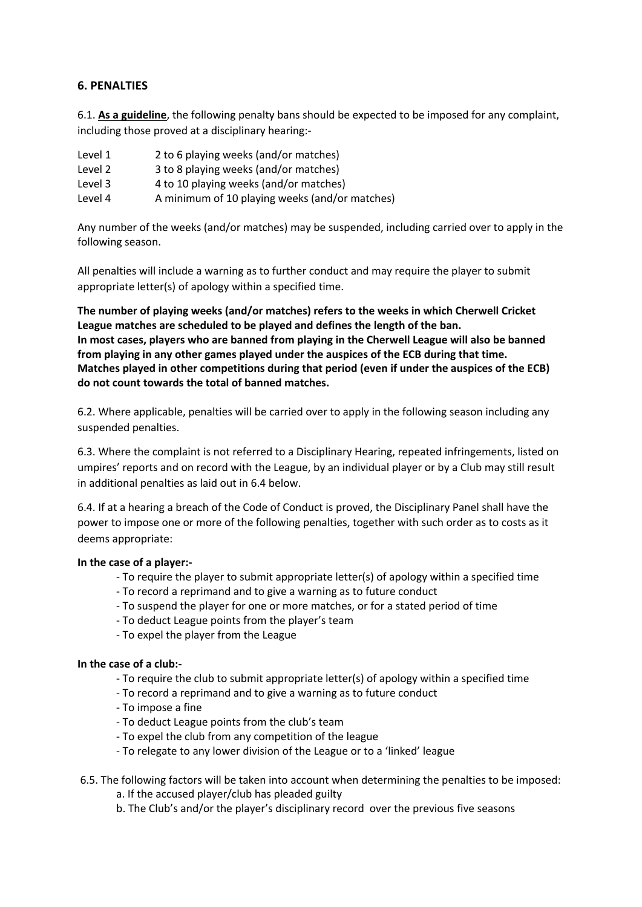## 6. PENALTIES

6.1. **As a guideline**, the following penalty bans should be expected to be imposed for any complaint, including those proved at a disciplinary hearing:-

| | |
|---|---|
| Level 1 | 2 to 6 playing weeks (and/or matches) |
| Level 2 | 3 to 8 playing weeks (and/or matches) |
| Level 3 | 4 to 10 playing weeks (and/or matches) |
| Level 4 | A minimum of 10 playing weeks (and/or matches) |

Any number of the weeks (and/or matches) may be suspended, including carried over to apply in the following season.

All penalties will include a warning as to further conduct and may require the player to submit appropriate letter(s) of apology within a specified time.

**The number of playing weeks (and/or matches) refers to the weeks in which Cherwell Cricket League matches are scheduled to be played and defines the length of the ban.**
**In most cases, players who are banned from playing in the Cherwell League will also be banned from playing in any other games played under the auspices of the ECB during that time.**
**Matches played in other competitions during that period (even if under the auspices of the ECB) do not count towards the total of banned matches.**

6.2. Where applicable, penalties will be carried over to apply in the following season including any suspended penalties.

6.3. Where the complaint is not referred to a Disciplinary Hearing, repeated infringements, listed on umpires' reports and on record with the League, by an individual player or by a Club may still result in additional penalties as laid out in 6.4 below.

6.4. If at a hearing a breach of the Code of Conduct is proved, the Disciplinary Panel shall have the power to impose one or more of the following penalties, together with such order as to costs as it deems appropriate:

**In the case of a player:-**

- To require the player to submit appropriate letter(s) of apology within a specified time
- To record a reprimand and to give a warning as to future conduct
- To suspend the player for one or more matches, or for a stated period of time
- To deduct League points from the player's team
- To expel the player from the League

**In the case of a club:-**

- To require the club to submit appropriate letter(s) of apology within a specified time
- To record a reprimand and to give a warning as to future conduct
- To impose a fine
- To deduct League points from the club's team
- To expel the club from any competition of the league
- To relegate to any lower division of the League or to a 'linked' league

6.5. The following factors will be taken into account when determining the penalties to be imposed:

a. If the accused player/club has pleaded guilty

b. The Club's and/or the player's disciplinary record over the previous five seasons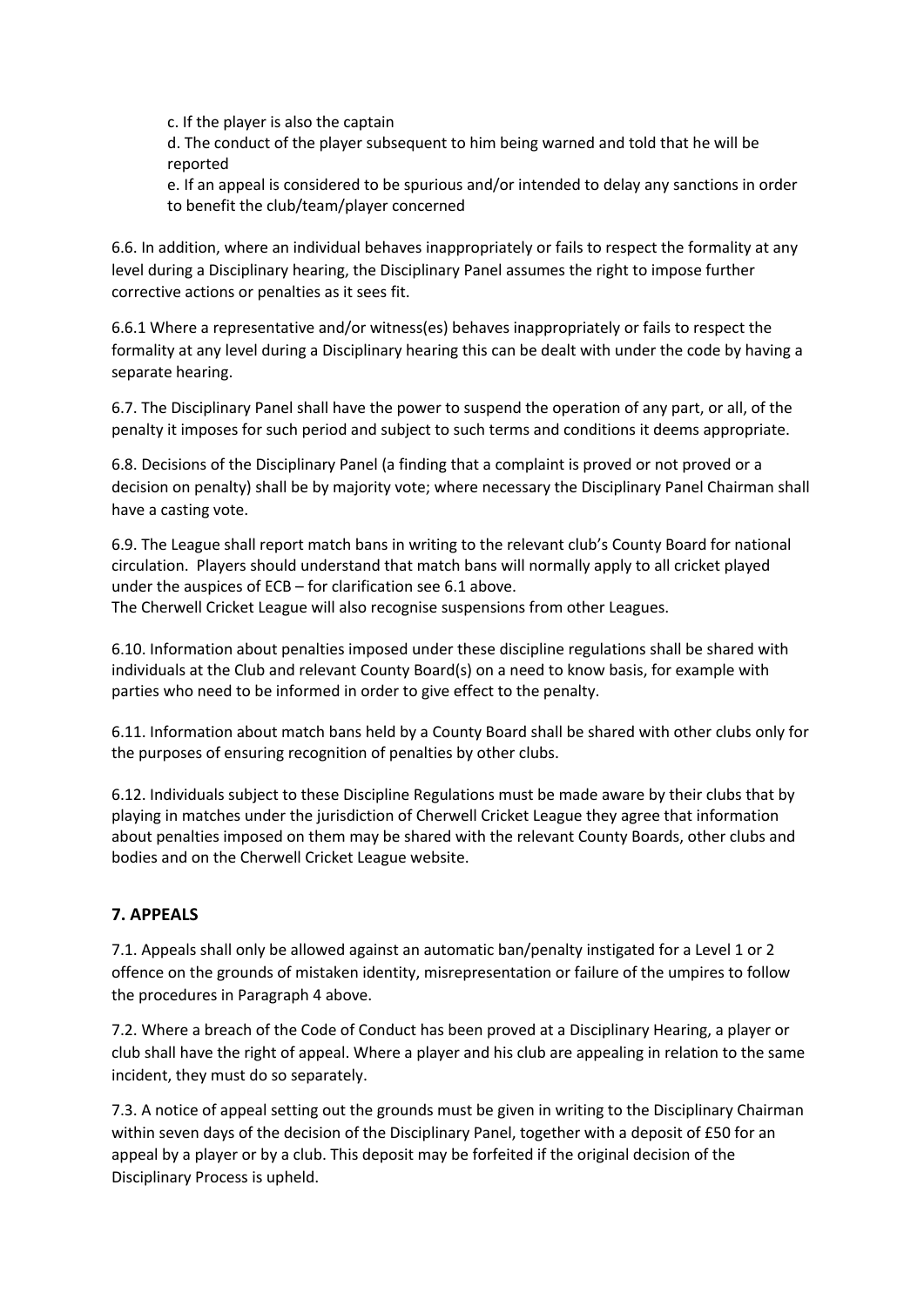c. If the player is also the captain

d. The conduct of the player subsequent to him being warned and told that he will be reported

e. If an appeal is considered to be spurious and/or intended to delay any sanctions in order to benefit the club/team/player concerned

6.6. In addition, where an individual behaves inappropriately or fails to respect the formality at any level during a Disciplinary hearing, the Disciplinary Panel assumes the right to impose further corrective actions or penalties as it sees fit.

6.6.1 Where a representative and/or witness(es) behaves inappropriately or fails to respect the formality at any level during a Disciplinary hearing this can be dealt with under the code by having a separate hearing.

6.7. The Disciplinary Panel shall have the power to suspend the operation of any part, or all, of the penalty it imposes for such period and subject to such terms and conditions it deems appropriate.

6.8. Decisions of the Disciplinary Panel (a finding that a complaint is proved or not proved or a decision on penalty) shall be by majority vote; where necessary the Disciplinary Panel Chairman shall have a casting vote.

6.9. The League shall report match bans in writing to the relevant club's County Board for national circulation. Players should understand that match bans will normally apply to all cricket played under the auspices of ECB – for clarification see 6.1 above.
The Cherwell Cricket League will also recognise suspensions from other Leagues.

6.10. Information about penalties imposed under these discipline regulations shall be shared with individuals at the Club and relevant County Board(s) on a need to know basis, for example with parties who need to be informed in order to give effect to the penalty.

6.11. Information about match bans held by a County Board shall be shared with other clubs only for the purposes of ensuring recognition of penalties by other clubs.

6.12. Individuals subject to these Discipline Regulations must be made aware by their clubs that by playing in matches under the jurisdiction of Cherwell Cricket League they agree that information about penalties imposed on them may be shared with the relevant County Boards, other clubs and bodies and on the Cherwell Cricket League website.

## 7. APPEALS

7.1. Appeals shall only be allowed against an automatic ban/penalty instigated for a Level 1 or 2 offence on the grounds of mistaken identity, misrepresentation or failure of the umpires to follow the procedures in Paragraph 4 above.

7.2. Where a breach of the Code of Conduct has been proved at a Disciplinary Hearing, a player or club shall have the right of appeal. Where a player and his club are appealing in relation to the same incident, they must do so separately.

7.3. A notice of appeal setting out the grounds must be given in writing to the Disciplinary Chairman within seven days of the decision of the Disciplinary Panel, together with a deposit of £50 for an appeal by a player or by a club. This deposit may be forfeited if the original decision of the Disciplinary Process is upheld.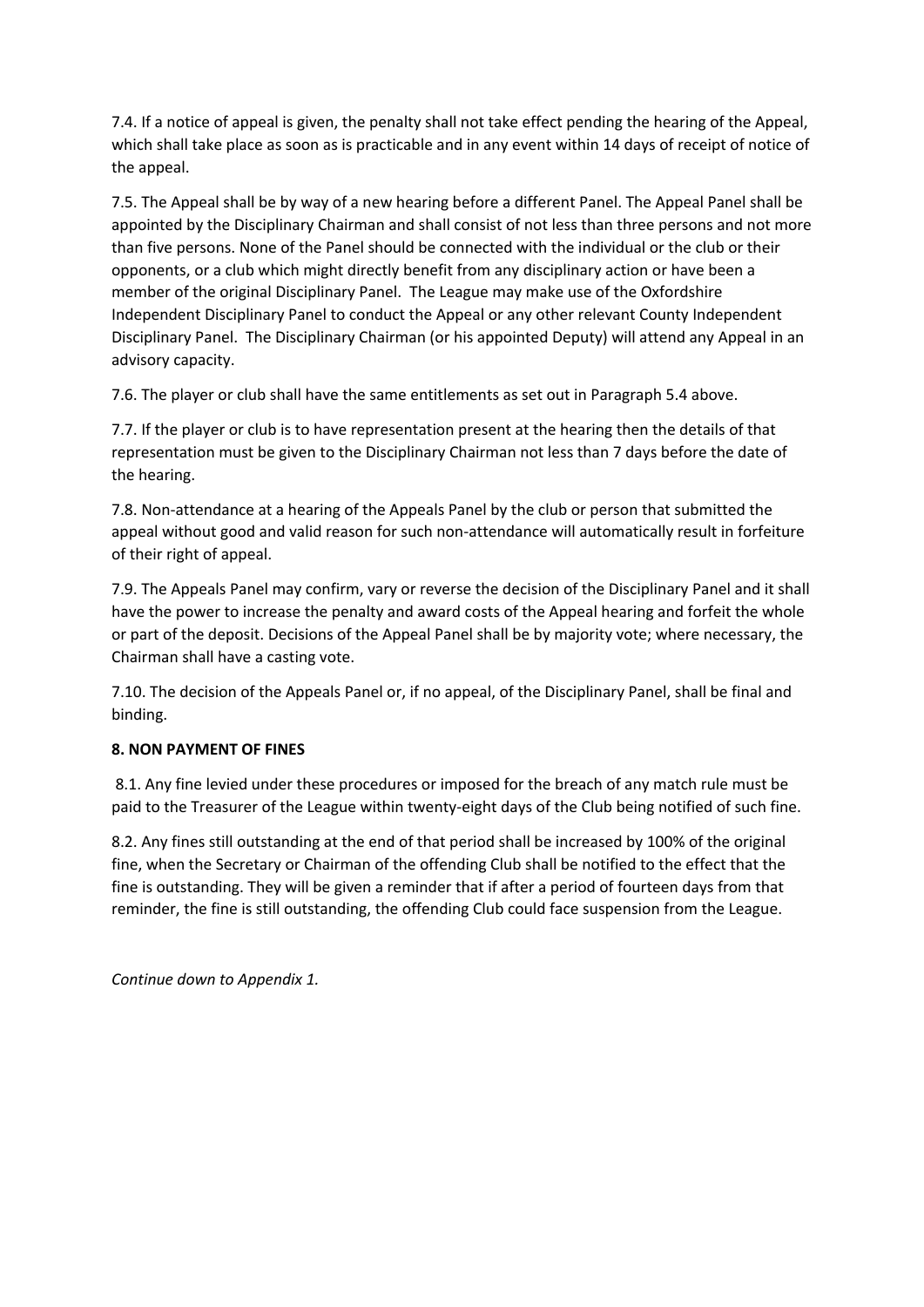7.4. If a notice of appeal is given, the penalty shall not take effect pending the hearing of the Appeal, which shall take place as soon as is practicable and in any event within 14 days of receipt of notice of the appeal.

7.5. The Appeal shall be by way of a new hearing before a different Panel. The Appeal Panel shall be appointed by the Disciplinary Chairman and shall consist of not less than three persons and not more than five persons. None of the Panel should be connected with the individual or the club or their opponents, or a club which might directly benefit from any disciplinary action or have been a member of the original Disciplinary Panel. The League may make use of the Oxfordshire Independent Disciplinary Panel to conduct the Appeal or any other relevant County Independent Disciplinary Panel. The Disciplinary Chairman (or his appointed Deputy) will attend any Appeal in an advisory capacity.

7.6. The player or club shall have the same entitlements as set out in Paragraph 5.4 above.

7.7. If the player or club is to have representation present at the hearing then the details of that representation must be given to the Disciplinary Chairman not less than 7 days before the date of the hearing.

7.8. Non-attendance at a hearing of the Appeals Panel by the club or person that submitted the appeal without good and valid reason for such non-attendance will automatically result in forfeiture of their right of appeal.

7.9. The Appeals Panel may confirm, vary or reverse the decision of the Disciplinary Panel and it shall have the power to increase the penalty and award costs of the Appeal hearing and forfeit the whole or part of the deposit. Decisions of the Appeal Panel shall be by majority vote; where necessary, the Chairman shall have a casting vote.

7.10. The decision of the Appeals Panel or, if no appeal, of the Disciplinary Panel, shall be final and binding.

**8. NON PAYMENT OF FINES**

8.1. Any fine levied under these procedures or imposed for the breach of any match rule must be paid to the Treasurer of the League within twenty-eight days of the Club being notified of such fine.

8.2. Any fines still outstanding at the end of that period shall be increased by 100% of the original fine, when the Secretary or Chairman of the offending Club shall be notified to the effect that the fine is outstanding. They will be given a reminder that if after a period of fourteen days from that reminder, the fine is still outstanding, the offending Club could face suspension from the League.

*Continue down to Appendix 1.*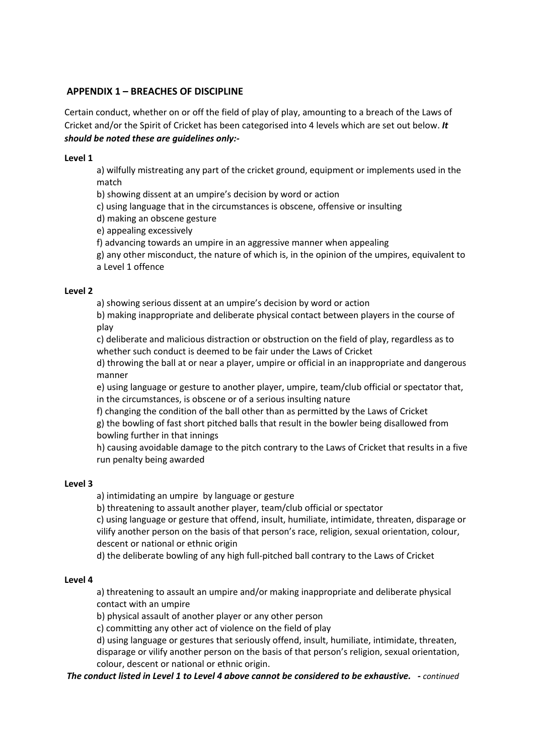## APPENDIX 1 – BREACHES OF DISCIPLINE

Certain conduct, whether on or off the field of play of play, amounting to a breach of the Laws of Cricket and/or the Spirit of Cricket has been categorised into 4 levels which are set out below. ***It should be noted these are guidelines only:-***

**Level 1**

a) wilfully mistreating any part of the cricket ground, equipment or implements used in the match
b) showing dissent at an umpire's decision by word or action
c) using language that in the circumstances is obscene, offensive or insulting
d) making an obscene gesture
e) appealing excessively
f) advancing towards an umpire in an aggressive manner when appealing
g) any other misconduct, the nature of which is, in the opinion of the umpires, equivalent to a Level 1 offence

**Level 2**

a) showing serious dissent at an umpire's decision by word or action
b) making inappropriate and deliberate physical contact between players in the course of play
c) deliberate and malicious distraction or obstruction on the field of play, regardless as to whether such conduct is deemed to be fair under the Laws of Cricket
d) throwing the ball at or near a player, umpire or official in an inappropriate and dangerous manner
e) using language or gesture to another player, umpire, team/club official or spectator that, in the circumstances, is obscene or of a serious insulting nature
f) changing the condition of the ball other than as permitted by the Laws of Cricket
g) the bowling of fast short pitched balls that result in the bowler being disallowed from bowling further in that innings
h) causing avoidable damage to the pitch contrary to the Laws of Cricket that results in a five run penalty being awarded

**Level 3**

a) intimidating an umpire by language or gesture
b) threatening to assault another player, team/club official or spectator
c) using language or gesture that offend, insult, humiliate, intimidate, threaten, disparage or vilify another person on the basis of that person's race, religion, sexual orientation, colour, descent or national or ethnic origin
d) the deliberate bowling of any high full-pitched ball contrary to the Laws of Cricket

**Level 4**

a) threatening to assault an umpire and/or making inappropriate and deliberate physical contact with an umpire
b) physical assault of another player or any other person
c) committing any other act of violence on the field of play
d) using language or gestures that seriously offend, insult, humiliate, intimidate, threaten, disparage or vilify another person on the basis of that person's religion, sexual orientation, colour, descent or national or ethnic origin.

***The conduct listed in Level 1 to Level 4 above cannot be considered to be exhaustive.*** *- continued*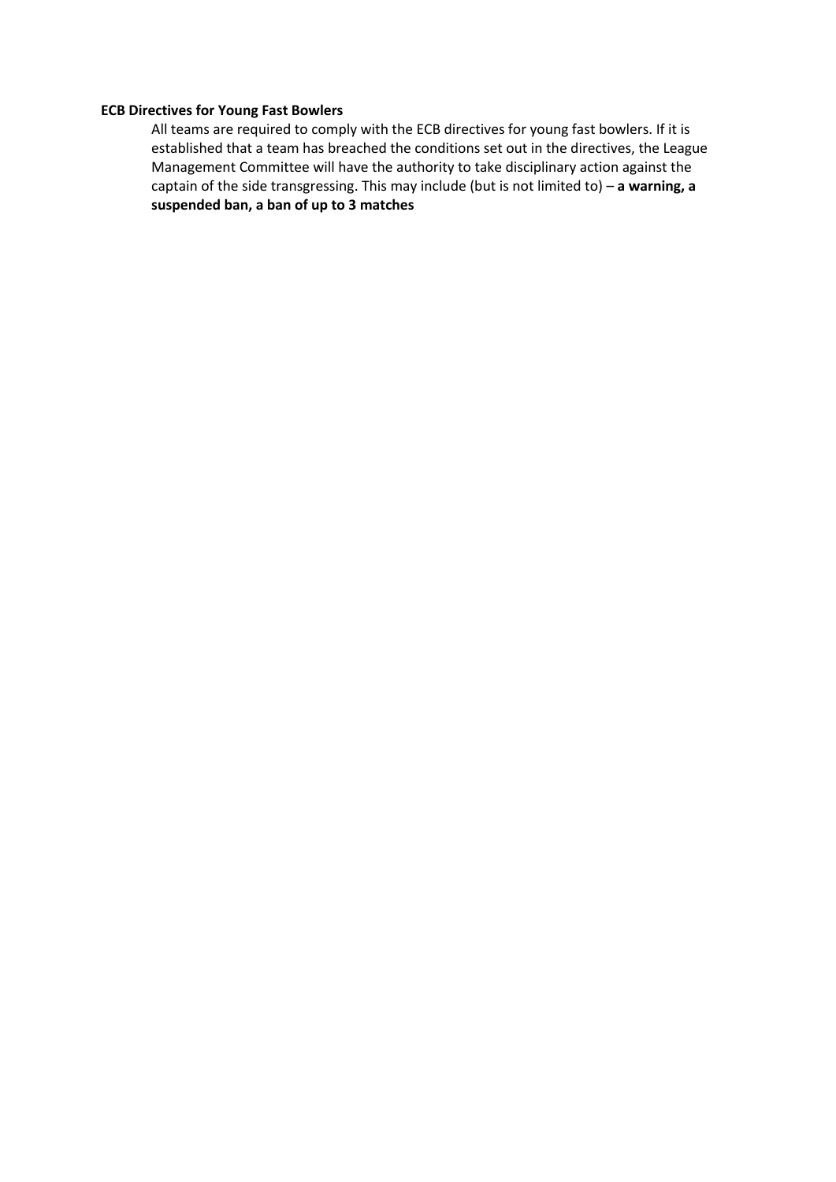**ECB Directives for Young Fast Bowlers**

All teams are required to comply with the ECB directives for young fast bowlers. If it is established that a team has breached the conditions set out in the directives, the League Management Committee will have the authority to take disciplinary action against the captain of the side transgressing. This may include (but is not limited to) – **a warning, a suspended ban, a ban of up to 3 matches**